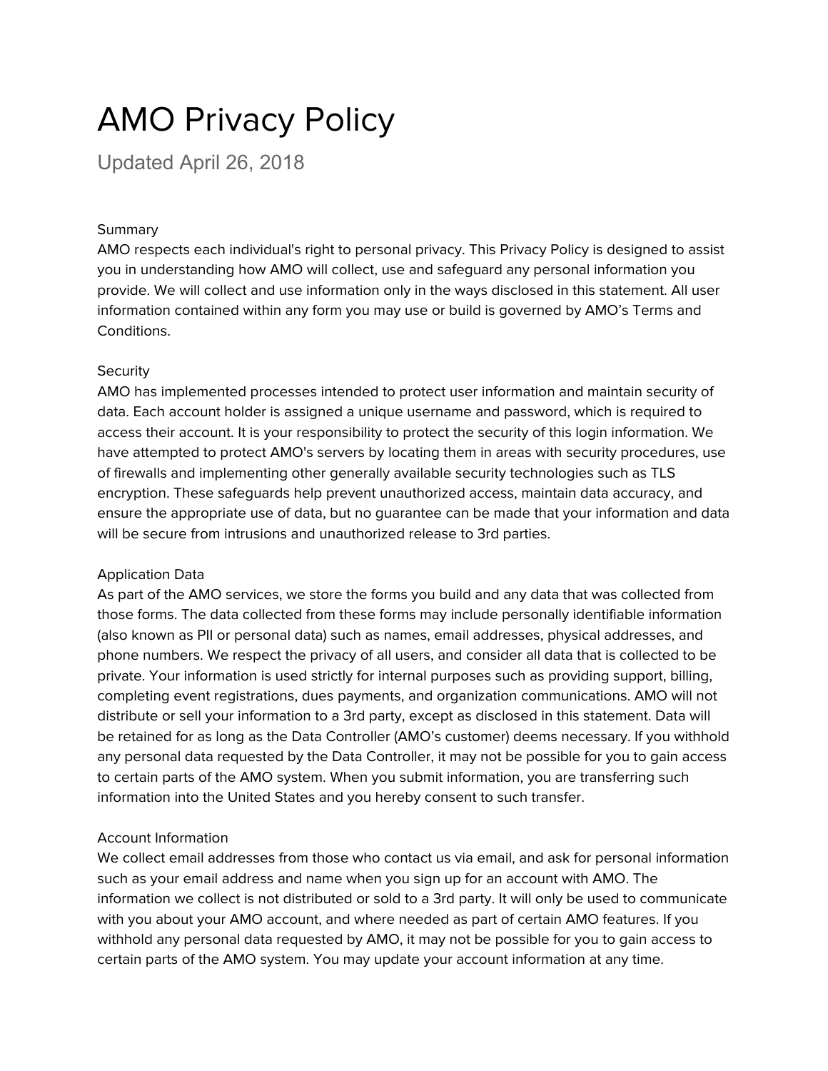# AMO Privacy Policy

Updated April 26, 2018

## Summary

AMO respects each individual's right to personal privacy. This Privacy Policy is designed to assist you in understanding how AMO will collect, use and safeguard any personal information you provide. We will collect and use information only in the ways disclosed in this statement. All user information contained within any form you may use or build is governed by AMO's Terms and Conditions.

## Security

AMO has implemented processes intended to protect user information and maintain security of data. Each account holder is assigned a unique username and password, which is required to access their account. It is your responsibility to protect the security of this login information. We have attempted to protect AMO's servers by locating them in areas with security procedures, use of firewalls and implementing other generally available security technologies such as TLS encryption. These safeguards help prevent unauthorized access, maintain data accuracy, and ensure the appropriate use of data, but no guarantee can be made that your information and data will be secure from intrusions and unauthorized release to 3rd parties.

## Application Data

As part of the AMO services, we store the forms you build and any data that was collected from those forms. The data collected from these forms may include personally identifiable information (also known as PII or personal data) such as names, email addresses, physical addresses, and phone numbers. We respect the privacy of all users, and consider all data that is collected to be private. Your information is used strictly for internal purposes such as providing support, billing, completing event registrations, dues payments, and organization communications. AMO will not distribute or sell your information to a 3rd party, except as disclosed in this statement. Data will be retained for as long as the Data Controller (AMO's customer) deems necessary. If you withhold any personal data requested by the Data Controller, it may not be possible for you to gain access to certain parts of the AMO system. When you submit information, you are transferring such information into the United States and you hereby consent to such transfer.

## Account Information

We collect email addresses from those who contact us via email, and ask for personal information such as your email address and name when you sign up for an account with AMO. The information we collect is not distributed or sold to a 3rd party. It will only be used to communicate with you about your AMO account, and where needed as part of certain AMO features. If you withhold any personal data requested by AMO, it may not be possible for you to gain access to certain parts of the AMO system. You may update your account information at any time.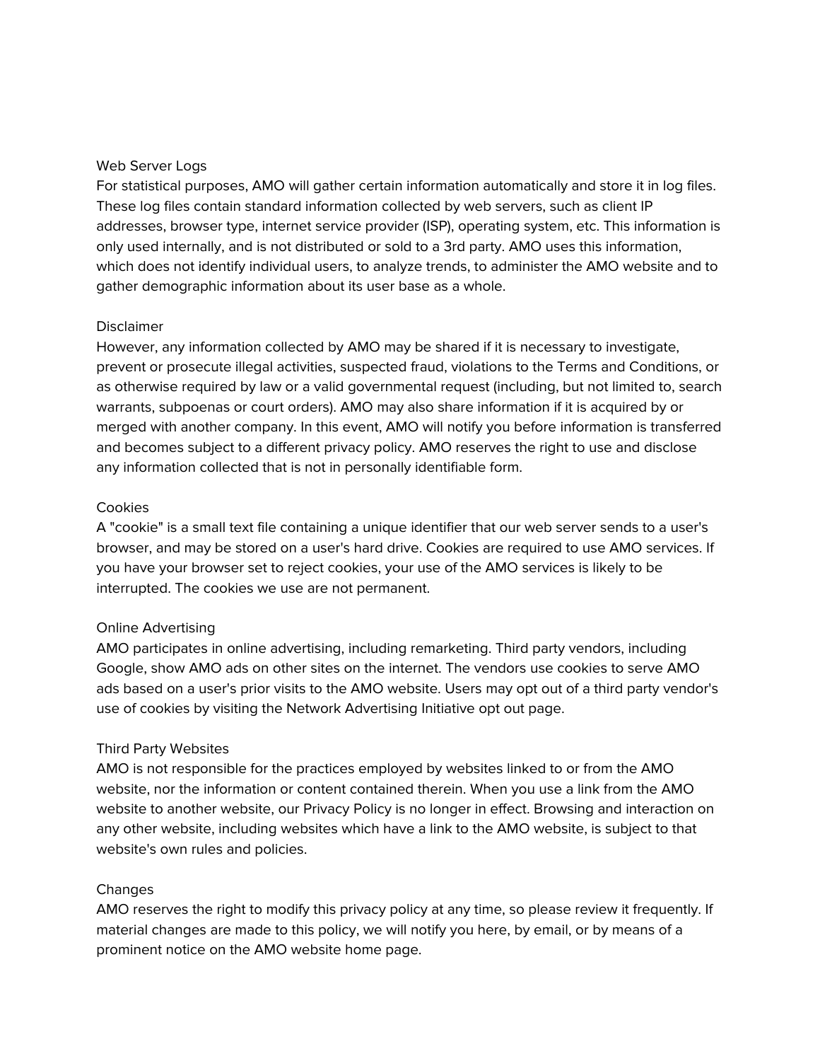## Web Server Logs

For statistical purposes, AMO will gather certain information automatically and store it in log files. These log files contain standard information collected by web servers, such as client IP addresses, browser type, internet service provider (ISP), operating system, etc. This information is only used internally, and is not distributed or sold to a 3rd party. AMO uses this information, which does not identify individual users, to analyze trends, to administer the AMO website and to gather demographic information about its user base as a whole.

## Disclaimer

However, any information collected by AMO may be shared if it is necessary to investigate, prevent or prosecute illegal activities, suspected fraud, violations to the Terms and Conditions, or as otherwise required by law or a valid governmental request (including, but not limited to, search warrants, subpoenas or court orders). AMO may also share information if it is acquired by or merged with another company. In this event, AMO will notify you before information is transferred and becomes subject to a different privacy policy. AMO reserves the right to use and disclose any information collected that is not in personally identifiable form.

## Cookies

A "cookie" is a small text file containing a unique identifier that our web server sends to a user's browser, and may be stored on a user's hard drive. Cookies are required to use AMO services. If you have your browser set to reject cookies, your use of the AMO services is likely to be interrupted. The cookies we use are not permanent.

## Online Advertising

AMO participates in online advertising, including remarketing. Third party vendors, including Google, show AMO ads on other sites on the internet. The vendors use cookies to serve AMO ads based on a user's prior visits to the AMO website. Users may opt out of a third party vendor's use of cookies by visiting the Network Advertising Initiative opt out page.

## Third Party Websites

AMO is not responsible for the practices employed by websites linked to or from the AMO website, nor the information or content contained therein. When you use a link from the AMO website to another website, our Privacy Policy is no longer in effect. Browsing and interaction on any other website, including websites which have a link to the AMO website, is subject to that website's own rules and policies.

## Changes

AMO reserves the right to modify this privacy policy at any time, so please review it frequently. If material changes are made to this policy, we will notify you here, by email, or by means of a prominent notice on the AMO website home page.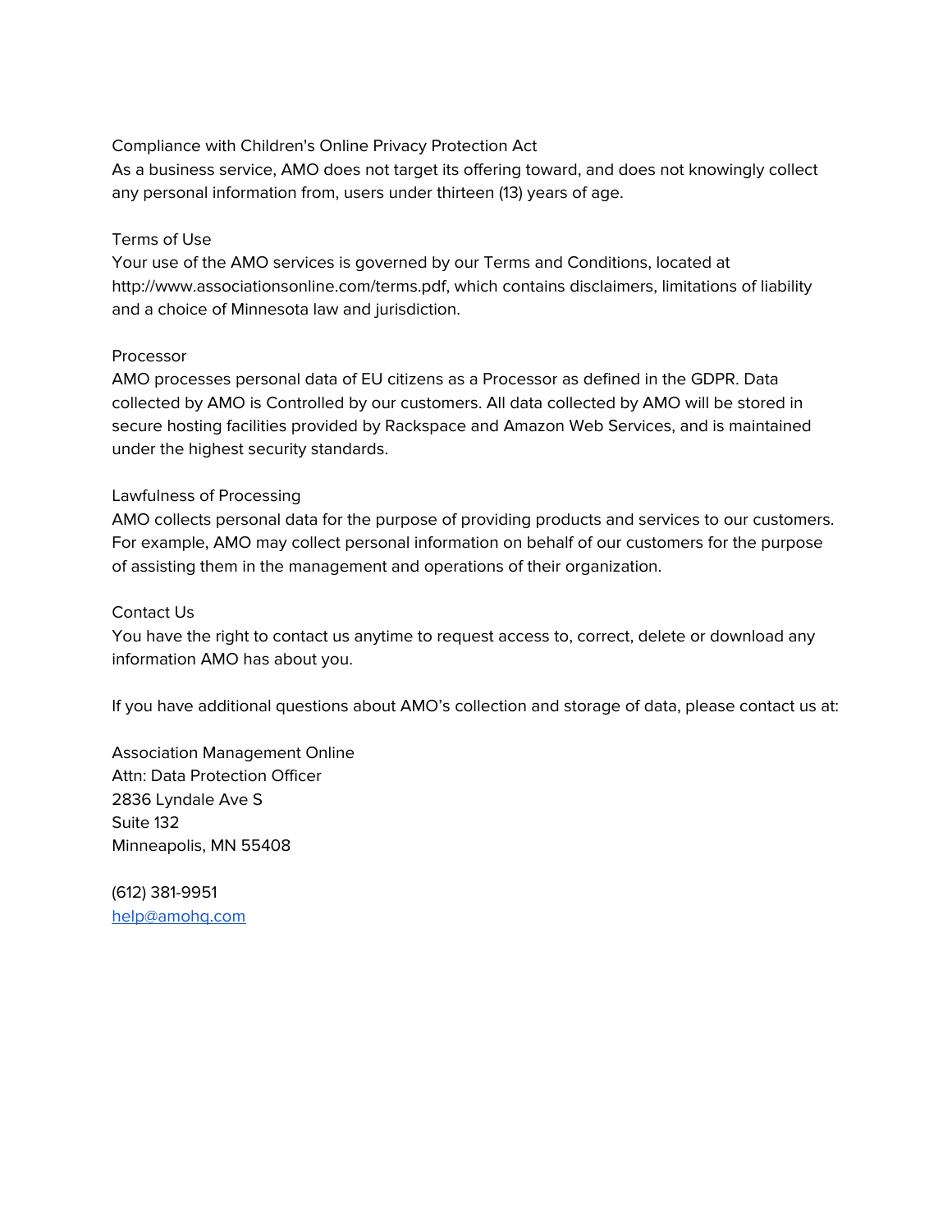## Compliance with Children's Online Privacy Protection Act

As a business service, AMO does not target its offering toward, and does not knowingly collect any personal information from, users under thirteen (13) years of age.

## Terms of Use

Your use of the AMO services is governed by our Terms and Conditions, located at http://www.associationsonline.com/terms.pdf, which contains disclaimers, limitations of liability and a choice of Minnesota law and jurisdiction.

## Processor

AMO processes personal data of EU citizens as a Processor as defined in the GDPR. Data collected by AMO is Controlled by our customers. All data collected by AMO will be stored in secure hosting facilities provided by Rackspace and Amazon Web Services, and is maintained under the highest security standards.

## Lawfulness of Processing

AMO collects personal data for the purpose of providing products and services to our customers. For example, AMO may collect personal information on behalf of our customers for the purpose of assisting them in the management and operations of their organization.

## Contact Us

You have the right to contact us anytime to request access to, correct, delete or download any information AMO has about you.

If you have additional questions about AMO's collection and storage of data, please contact us at:

Association Management Online
Attn: Data Protection Officer
2836 Lyndale Ave S
Suite 132
Minneapolis, MN 55408

(612) 381-9951
[help@amohq.com](mailto:help@amohq.com)